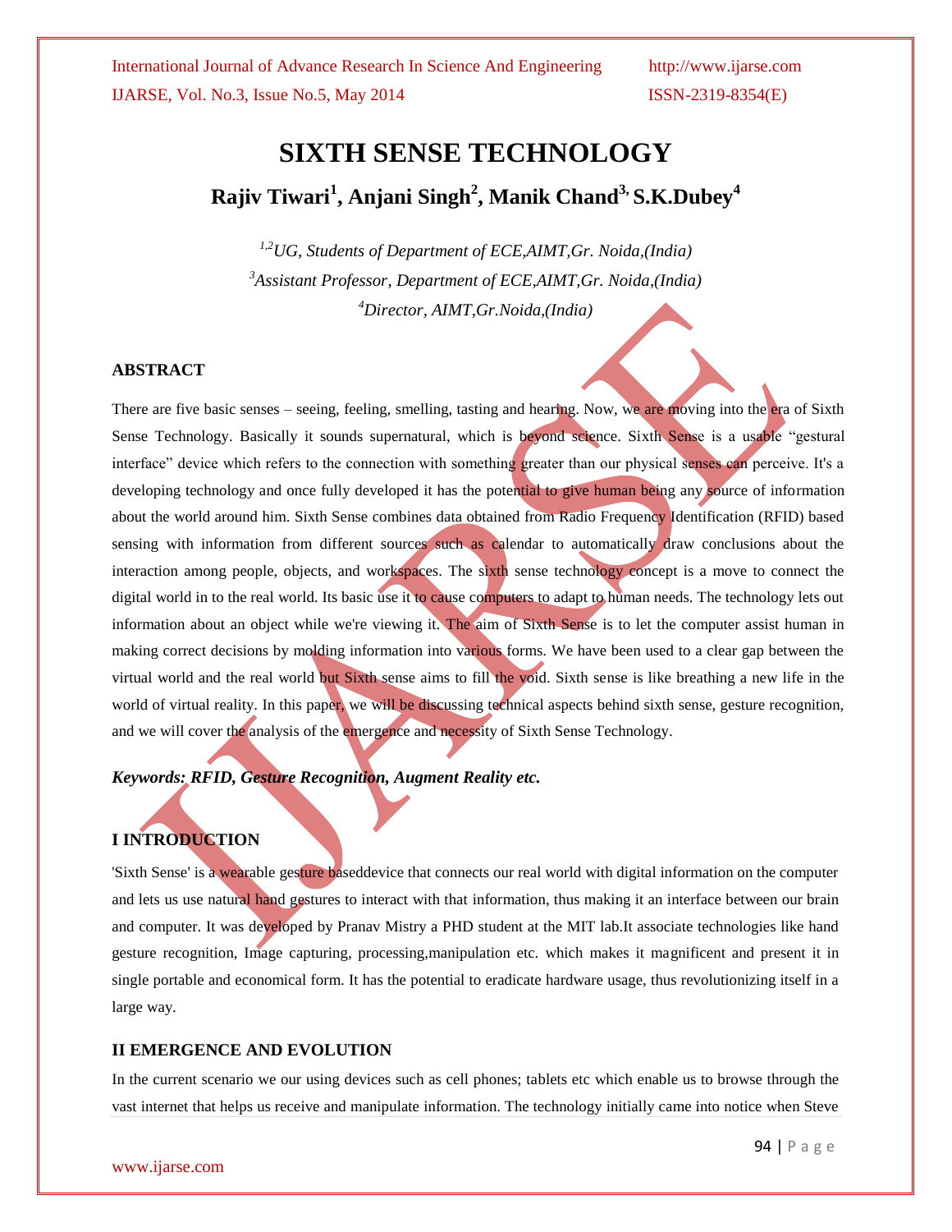# SIXTH SENSE TECHNOLOGY

## Rajiv Tiwari[1], Anjani Singh[2], Manik Chand[3], S.K.Dubey[4]

*[1,2]UG, Students of Department of ECE,AIMT,Gr. Noida,(India)*
*[3]Assistant Professor, Department of ECE,AIMT,Gr. Noida,(India)*
*[4]Director, AIMT,Gr.Noida,(India)*

### ABSTRACT

There are five basic senses – seeing, feeling, smelling, tasting and hearing. Now, we are moving into the era of Sixth Sense Technology. Basically it sounds supernatural, which is beyond science. Sixth Sense is a usable "gestural interface" device which refers to the connection with something greater than our physical senses can perceive. It's a developing technology and once fully developed it has the potential to give human being any source of information about the world around him. Sixth Sense combines data obtained from Radio Frequency Identification (RFID) based sensing with information from different sources such as calendar to automatically draw conclusions about the interaction among people, objects, and workspaces. The sixth sense technology concept is a move to connect the digital world in to the real world. Its basic use it to cause computers to adapt to human needs. The technology lets out information about an object while we're viewing it. The aim of Sixth Sense is to let the computer assist human in making correct decisions by molding information into various forms. We have been used to a clear gap between the virtual world and the real world but Sixth sense aims to fill the void. Sixth sense is like breathing a new life in the world of virtual reality. In this paper, we will be discussing technical aspects behind sixth sense, gesture recognition, and we will cover the analysis of the emergence and necessity of Sixth Sense Technology.

***Keywords: RFID, Gesture Recognition, Augment Reality etc.***

### I INTRODUCTION

'Sixth Sense' is a wearable gesture baseddevice that connects our real world with digital information on the computer and lets us use natural hand gestures to interact with that information, thus making it an interface between our brain and computer. It was developed by Pranav Mistry a PHD student at the MIT lab.It associate technologies like hand gesture recognition, Image capturing, processing,manipulation etc. which makes it magnificent and present it in single portable and economical form. It has the potential to eradicate hardware usage, thus revolutionizing itself in a large way.

### II EMERGENCE AND EVOLUTION

In the current scenario we our using devices such as cell phones; tablets etc which enable us to browse through the vast internet that helps us receive and manipulate information. The technology initially came into notice when Steve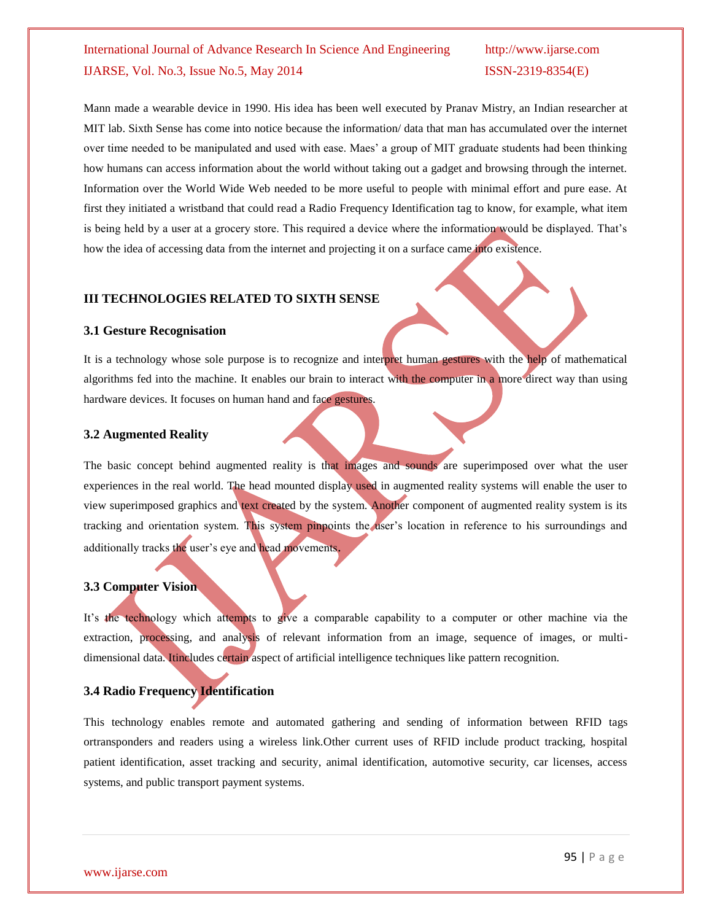Mann made a wearable device in 1990. His idea has been well executed by Pranav Mistry, an Indian researcher at MIT lab. Sixth Sense has come into notice because the information/ data that man has accumulated over the internet over time needed to be manipulated and used with ease. Maes' a group of MIT graduate students had been thinking how humans can access information about the world without taking out a gadget and browsing through the internet. Information over the World Wide Web needed to be more useful to people with minimal effort and pure ease. At first they initiated a wristband that could read a Radio Frequency Identification tag to know, for example, what item is being held by a user at a grocery store. This required a device where the information would be displayed. That's how the idea of accessing data from the internet and projecting it on a surface came into existence.

## III TECHNOLOGIES RELATED TO SIXTH SENSE

### 3.1 Gesture Recognisation

It is a technology whose sole purpose is to recognize and interpret human gestures with the help of mathematical algorithms fed into the machine. It enables our brain to interact with the computer in a more direct way than using hardware devices. It focuses on human hand and face gestures.

### 3.2 Augmented Reality

The basic concept behind augmented reality is that images and sounds are superimposed over what the user experiences in the real world. The head mounted display used in augmented reality systems will enable the user to view superimposed graphics and text created by the system. Another component of augmented reality system is its tracking and orientation system. This system pinpoints the user's location in reference to his surroundings and additionally tracks the user's eye and head movements.

### 3.3 Computer Vision

It's the technology which attempts to give a comparable capability to a computer or other machine via the extraction, processing, and analysis of relevant information from an image, sequence of images, or multi-dimensional data. Itincludes certain aspect of artificial intelligence techniques like pattern recognition.

### 3.4 Radio Frequency Identification

This technology enables remote and automated gathering and sending of information between RFID tags ortransponders and readers using a wireless link.Other current uses of RFID include product tracking, hospital patient identification, asset tracking and security, animal identification, automotive security, car licenses, access systems, and public transport payment systems.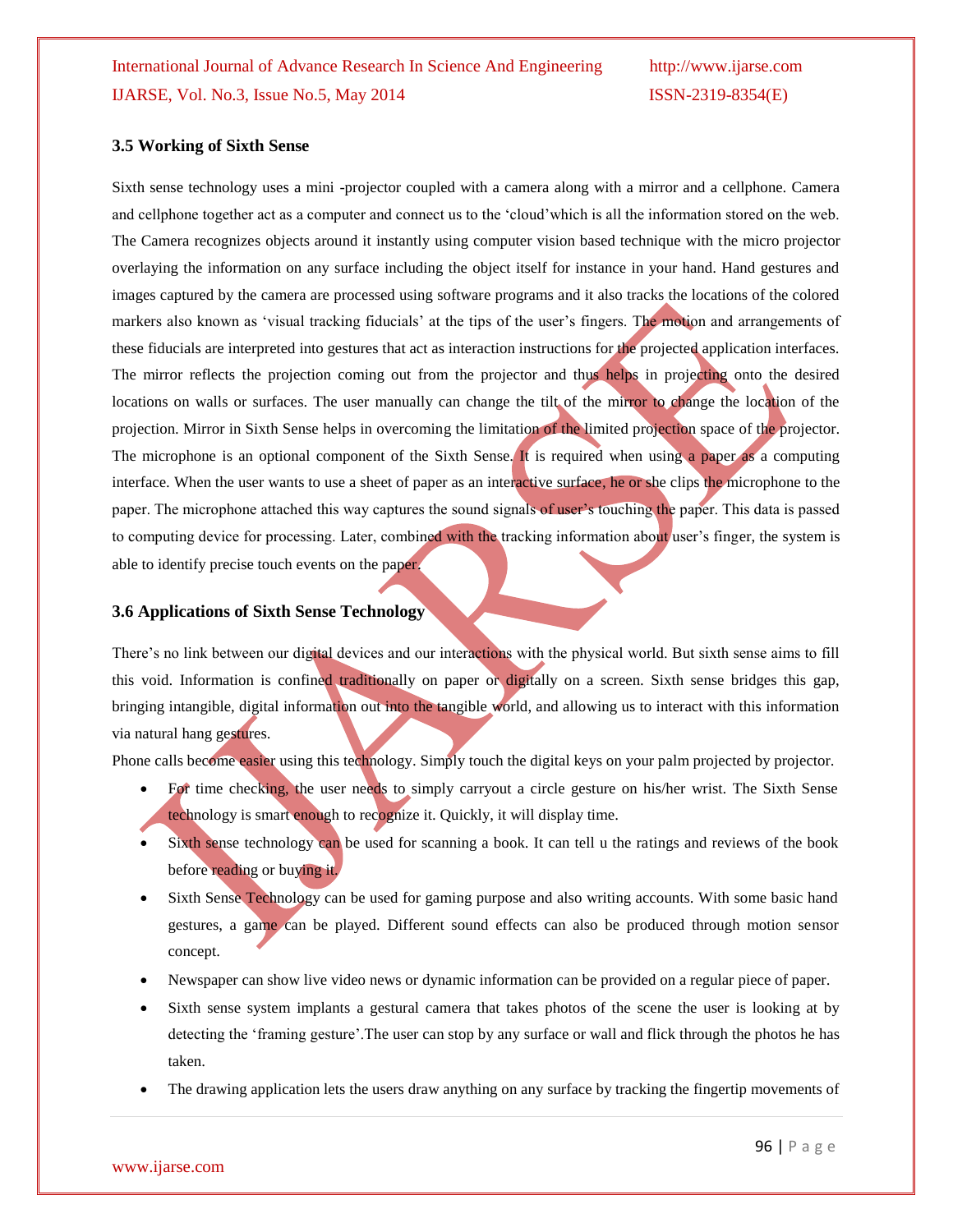### 3.5 Working of Sixth Sense

Sixth sense technology uses a mini -projector coupled with a camera along with a mirror and a cellphone. Camera and cellphone together act as a computer and connect us to the 'cloud'which is all the information stored on the web. The Camera recognizes objects around it instantly using computer vision based technique with the micro projector overlaying the information on any surface including the object itself for instance in your hand. Hand gestures and images captured by the camera are processed using software programs and it also tracks the locations of the colored markers also known as 'visual tracking fiducials' at the tips of the user's fingers. The motion and arrangements of these fiducials are interpreted into gestures that act as interaction instructions for the projected application interfaces. The mirror reflects the projection coming out from the projector and thus helps in projecting onto the desired locations on walls or surfaces. The user manually can change the tilt of the mirror to change the location of the projection. Mirror in Sixth Sense helps in overcoming the limitation of the limited projection space of the projector. The microphone is an optional component of the Sixth Sense. It is required when using a paper as a computing interface. When the user wants to use a sheet of paper as an interactive surface, he or she clips the microphone to the paper. The microphone attached this way captures the sound signals of user's touching the paper. This data is passed to computing device for processing. Later, combined with the tracking information about user's finger, the system is able to identify precise touch events on the paper.

### 3.6 Applications of Sixth Sense Technology

There's no link between our digital devices and our interactions with the physical world. But sixth sense aims to fill this void. Information is confined traditionally on paper or digitally on a screen. Sixth sense bridges this gap, bringing intangible, digital information out into the tangible world, and allowing us to interact with this information via natural hang gestures.

Phone calls become easier using this technology. Simply touch the digital keys on your palm projected by projector.

- For time checking, the user needs to simply carryout a circle gesture on his/her wrist. The Sixth Sense technology is smart enough to recognize it. Quickly, it will display time.
- Sixth sense technology can be used for scanning a book. It can tell u the ratings and reviews of the book before reading or buying it.
- Sixth Sense Technology can be used for gaming purpose and also writing accounts. With some basic hand gestures, a game can be played. Different sound effects can also be produced through motion sensor concept.
- Newspaper can show live video news or dynamic information can be provided on a regular piece of paper.
- Sixth sense system implants a gestural camera that takes photos of the scene the user is looking at by detecting the 'framing gesture'.The user can stop by any surface or wall and flick through the photos he has taken.
- The drawing application lets the users draw anything on any surface by tracking the fingertip movements of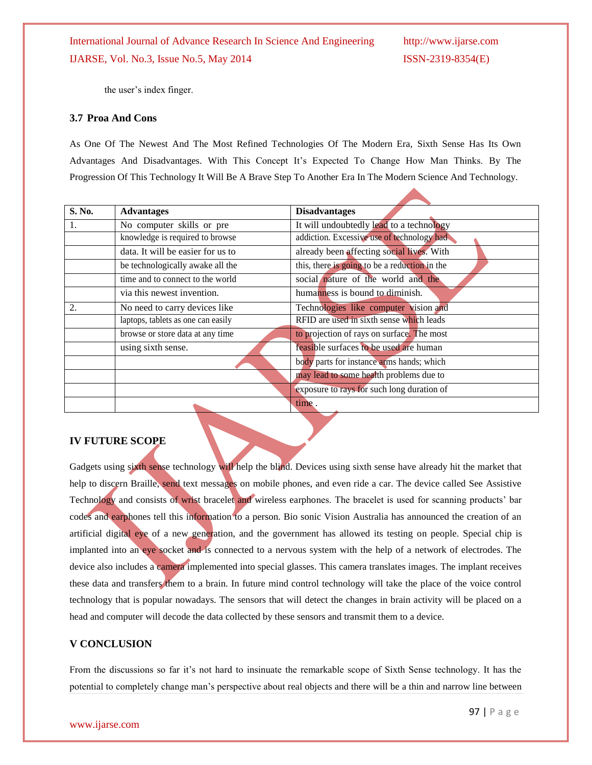the user's index finger.

### 3.7 Proa And Cons

As One Of The Newest And The Most Refined Technologies Of The Modern Era, Sixth Sense Has Its Own Advantages And Disadvantages. With This Concept It's Expected To Change How Man Thinks. By The Progression Of This Technology It Will Be A Brave Step To Another Era In The Modern Science And Technology.

| S. No. | Advantages | Disadvantages |
|---|---|---|
| 1. | No computer skills or pre knowledge is required to browse data. It will be easier for us to be technologically awake all the time and to connect to the world via this newest invention. | It will undoubtedly lead to a technology addiction. Excessive use of technology had already been affecting social lives. With this, there is going to be a reduction in the social nature of the world and the humanness is bound to diminish. |
| 2. | No need to carry devices like laptops, tablets as one can easily browse or store data at any time using sixth sense. | Technologies like computer vision and RFID are used in sixth sense which leads to projection of rays on surface. The most feasible surfaces to be used are human body parts for instance arms hands; which may lead to some health problems due to exposure to rays for such long duration of time . |

## IV FUTURE SCOPE

Gadgets using sixth sense technology will help the blind. Devices using sixth sense have already hit the market that help to discern Braille, send text messages on mobile phones, and even ride a car. The device called See Assistive Technology and consists of wrist bracelet and wireless earphones. The bracelet is used for scanning products' bar codes and earphones tell this information to a person. Bio sonic Vision Australia has announced the creation of an artificial digital eye of a new generation, and the government has allowed its testing on people. Special chip is implanted into an eye socket and is connected to a nervous system with the help of a network of electrodes. The device also includes a camera implemented into special glasses. This camera translates images. The implant receives these data and transfers them to a brain. In future mind control technology will take the place of the voice control technology that is popular nowadays. The sensors that will detect the changes in brain activity will be placed on a head and computer will decode the data collected by these sensors and transmit them to a device.

## V CONCLUSION

From the discussions so far it's not hard to insinuate the remarkable scope of Sixth Sense technology. It has the potential to completely change man's perspective about real objects and there will be a thin and narrow line between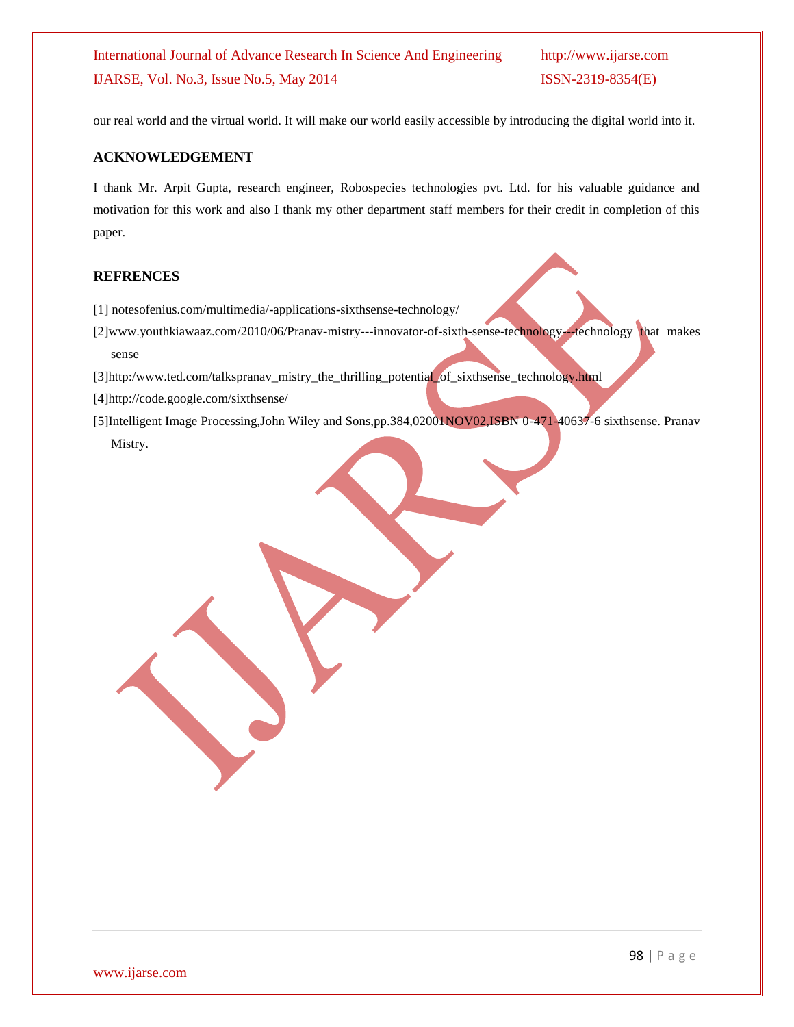our real world and the virtual world. It will make our world easily accessible by introducing the digital world into it.

## ACKNOWLEDGEMENT

I thank Mr. Arpit Gupta, research engineer, Robospecies technologies pvt. Ltd. for his valuable guidance and motivation for this work and also I thank my other department staff members for their credit in completion of this paper.

## REFRENCES

[1] notesofenius.com/multimedia/-applications-sixthsense-technology/

[2]www.youthkiawaaz.com/2010/06/Pranav-mistry---innovator-of-sixth-sense-technology---technology that makes sense

[3]http:/www.ted.com/talkspranav_mistry_the_thrilling_potential_of_sixthsense_technology.html

[4]http://code.google.com/sixthsense/

[5]Intelligent Image Processing,John Wiley and Sons,pp.384,02001NOV02,ISBN 0-471-40637-6 sixthsense. Pranav Mistry.